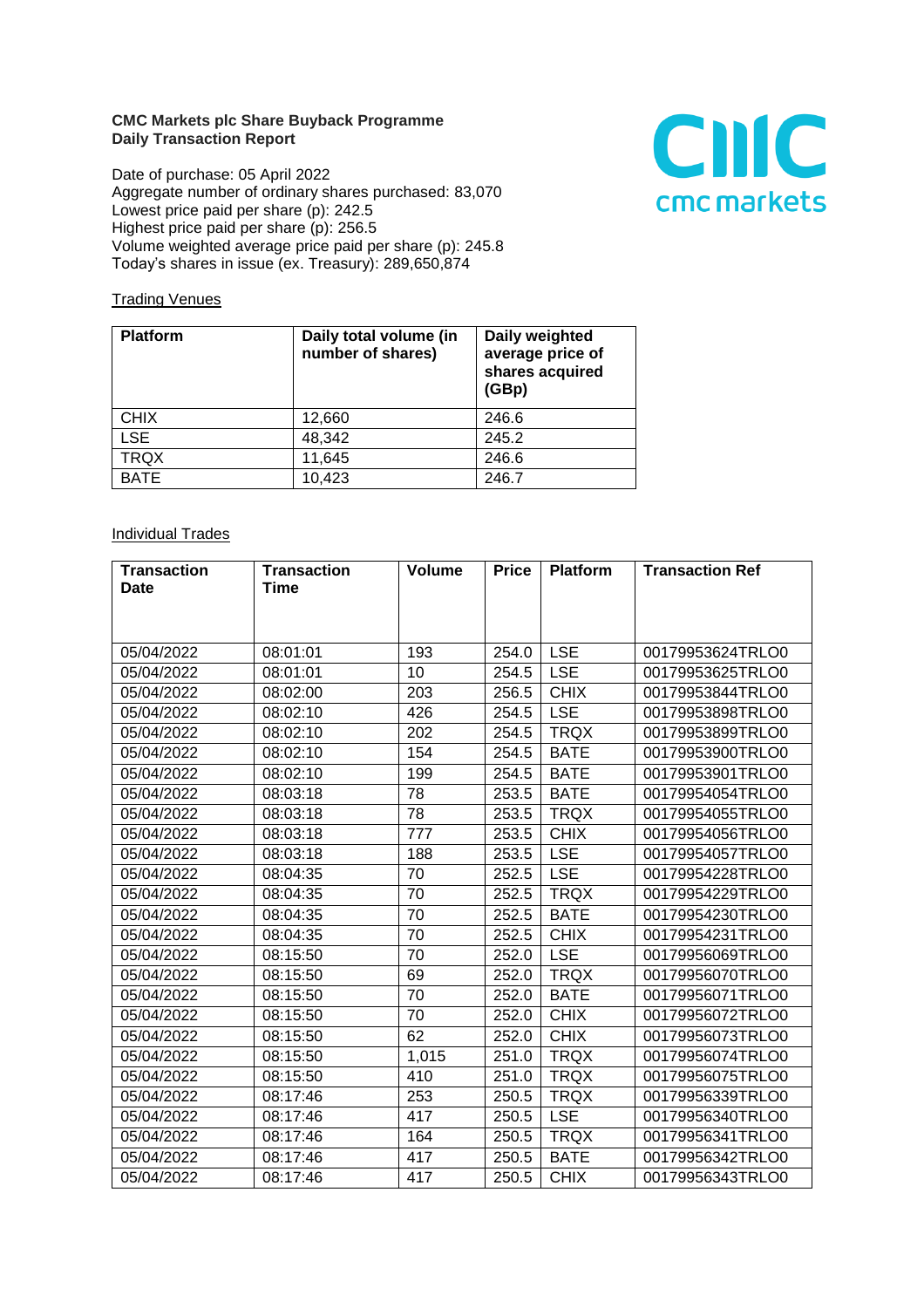**CMC Markets plc Share Buyback Programme**
**Daily Transaction Report**

Date of purchase: 05 April 2022
Aggregate number of ordinary shares purchased: 83,070
Lowest price paid per share (p): 242.5
Highest price paid per share (p): 256.5
Volume weighted average price paid per share (p): 245.8
Today's shares in issue (ex. Treasury): 289,650,874

Trading Venues

| Platform | Daily total volume (in number of shares) | Daily weighted average price of shares acquired (GBp) |
|---|---|---|
| CHIX | 12,660 | 246.6 |
| LSE | 48,342 | 245.2 |
| TRQX | 11,645 | 246.6 |
| BATE | 10,423 | 246.7 |

Individual Trades

| Transaction Date | Transaction Time | Volume | Price | Platform | Transaction Ref |
|---|---|---|---|---|---|
| 05/04/2022 | 08:01:01 | 193 | 254.0 | LSE | 00179953624TRLO0 |
| 05/04/2022 | 08:01:01 | 10 | 254.5 | LSE | 00179953625TRLO0 |
| 05/04/2022 | 08:02:00 | 203 | 256.5 | CHIX | 00179953844TRLO0 |
| 05/04/2022 | 08:02:10 | 426 | 254.5 | LSE | 00179953898TRLO0 |
| 05/04/2022 | 08:02:10 | 202 | 254.5 | TRQX | 00179953899TRLO0 |
| 05/04/2022 | 08:02:10 | 154 | 254.5 | BATE | 00179953900TRLO0 |
| 05/04/2022 | 08:02:10 | 199 | 254.5 | BATE | 00179953901TRLO0 |
| 05/04/2022 | 08:03:18 | 78 | 253.5 | BATE | 00179954054TRLO0 |
| 05/04/2022 | 08:03:18 | 78 | 253.5 | TRQX | 00179954055TRLO0 |
| 05/04/2022 | 08:03:18 | 777 | 253.5 | CHIX | 00179954056TRLO0 |
| 05/04/2022 | 08:03:18 | 188 | 253.5 | LSE | 00179954057TRLO0 |
| 05/04/2022 | 08:04:35 | 70 | 252.5 | LSE | 00179954228TRLO0 |
| 05/04/2022 | 08:04:35 | 70 | 252.5 | TRQX | 00179954229TRLO0 |
| 05/04/2022 | 08:04:35 | 70 | 252.5 | BATE | 00179954230TRLO0 |
| 05/04/2022 | 08:04:35 | 70 | 252.5 | CHIX | 00179954231TRLO0 |
| 05/04/2022 | 08:15:50 | 70 | 252.0 | LSE | 00179956069TRLO0 |
| 05/04/2022 | 08:15:50 | 69 | 252.0 | TRQX | 00179956070TRLO0 |
| 05/04/2022 | 08:15:50 | 70 | 252.0 | BATE | 00179956071TRLO0 |
| 05/04/2022 | 08:15:50 | 70 | 252.0 | CHIX | 00179956072TRLO0 |
| 05/04/2022 | 08:15:50 | 62 | 252.0 | CHIX | 00179956073TRLO0 |
| 05/04/2022 | 08:15:50 | 1,015 | 251.0 | TRQX | 00179956074TRLO0 |
| 05/04/2022 | 08:15:50 | 410 | 251.0 | TRQX | 00179956075TRLO0 |
| 05/04/2022 | 08:17:46 | 253 | 250.5 | TRQX | 00179956339TRLO0 |
| 05/04/2022 | 08:17:46 | 417 | 250.5 | LSE | 00179956340TRLO0 |
| 05/04/2022 | 08:17:46 | 164 | 250.5 | TRQX | 00179956341TRLO0 |
| 05/04/2022 | 08:17:46 | 417 | 250.5 | BATE | 00179956342TRLO0 |
| 05/04/2022 | 08:17:46 | 417 | 250.5 | CHIX | 00179956343TRLO0 |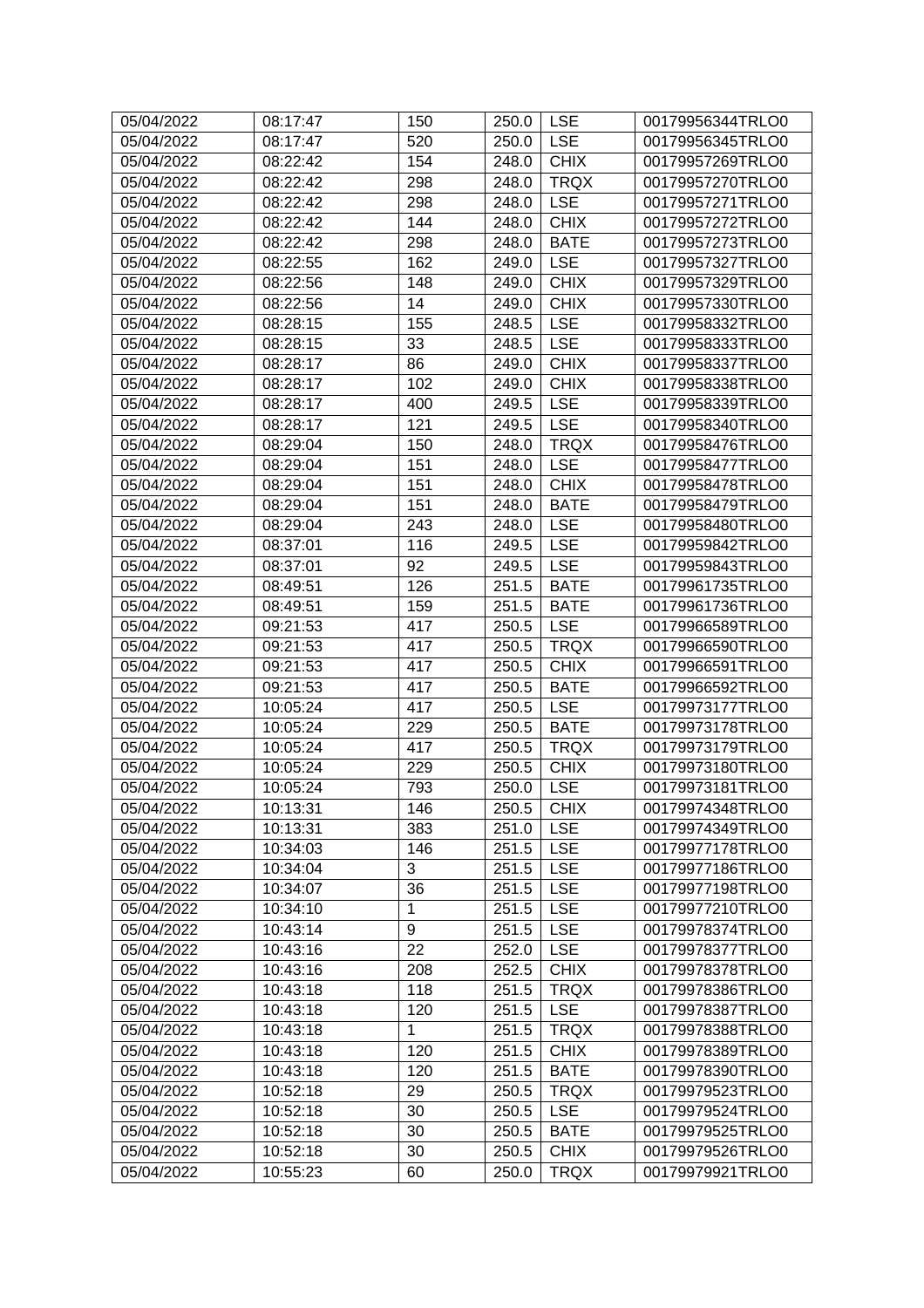| 05/04/2022 | 08:17:47 | 150 | 250.0 | LSE | 00179956344TRLO0 |
|---|---|---|---|---|---|
| 05/04/2022 | 08:17:47 | 520 | 250.0 | LSE | 00179956345TRLO0 |
| 05/04/2022 | 08:22:42 | 154 | 248.0 | CHIX | 00179957269TRLO0 |
| 05/04/2022 | 08:22:42 | 298 | 248.0 | TRQX | 00179957270TRLO0 |
| 05/04/2022 | 08:22:42 | 298 | 248.0 | LSE | 00179957271TRLO0 |
| 05/04/2022 | 08:22:42 | 144 | 248.0 | CHIX | 00179957272TRLO0 |
| 05/04/2022 | 08:22:42 | 298 | 248.0 | BATE | 00179957273TRLO0 |
| 05/04/2022 | 08:22:55 | 162 | 249.0 | LSE | 00179957327TRLO0 |
| 05/04/2022 | 08:22:56 | 148 | 249.0 | CHIX | 00179957329TRLO0 |
| 05/04/2022 | 08:22:56 | 14 | 249.0 | CHIX | 00179957330TRLO0 |
| 05/04/2022 | 08:28:15 | 155 | 248.5 | LSE | 00179958332TRLO0 |
| 05/04/2022 | 08:28:15 | 33 | 248.5 | LSE | 00179958333TRLO0 |
| 05/04/2022 | 08:28:17 | 86 | 249.0 | CHIX | 00179958337TRLO0 |
| 05/04/2022 | 08:28:17 | 102 | 249.0 | CHIX | 00179958338TRLO0 |
| 05/04/2022 | 08:28:17 | 400 | 249.5 | LSE | 00179958339TRLO0 |
| 05/04/2022 | 08:28:17 | 121 | 249.5 | LSE | 00179958340TRLO0 |
| 05/04/2022 | 08:29:04 | 150 | 248.0 | TRQX | 00179958476TRLO0 |
| 05/04/2022 | 08:29:04 | 151 | 248.0 | LSE | 00179958477TRLO0 |
| 05/04/2022 | 08:29:04 | 151 | 248.0 | CHIX | 00179958478TRLO0 |
| 05/04/2022 | 08:29:04 | 151 | 248.0 | BATE | 00179958479TRLO0 |
| 05/04/2022 | 08:29:04 | 243 | 248.0 | LSE | 00179958480TRLO0 |
| 05/04/2022 | 08:37:01 | 116 | 249.5 | LSE | 00179959842TRLO0 |
| 05/04/2022 | 08:37:01 | 92 | 249.5 | LSE | 00179959843TRLO0 |
| 05/04/2022 | 08:49:51 | 126 | 251.5 | BATE | 00179961735TRLO0 |
| 05/04/2022 | 08:49:51 | 159 | 251.5 | BATE | 00179961736TRLO0 |
| 05/04/2022 | 09:21:53 | 417 | 250.5 | LSE | 00179966589TRLO0 |
| 05/04/2022 | 09:21:53 | 417 | 250.5 | TRQX | 00179966590TRLO0 |
| 05/04/2022 | 09:21:53 | 417 | 250.5 | CHIX | 00179966591TRLO0 |
| 05/04/2022 | 09:21:53 | 417 | 250.5 | BATE | 00179966592TRLO0 |
| 05/04/2022 | 10:05:24 | 417 | 250.5 | LSE | 00179973177TRLO0 |
| 05/04/2022 | 10:05:24 | 229 | 250.5 | BATE | 00179973178TRLO0 |
| 05/04/2022 | 10:05:24 | 417 | 250.5 | TRQX | 00179973179TRLO0 |
| 05/04/2022 | 10:05:24 | 229 | 250.5 | CHIX | 00179973180TRLO0 |
| 05/04/2022 | 10:05:24 | 793 | 250.0 | LSE | 00179973181TRLO0 |
| 05/04/2022 | 10:13:31 | 146 | 250.5 | CHIX | 00179974348TRLO0 |
| 05/04/2022 | 10:13:31 | 383 | 251.0 | LSE | 00179974349TRLO0 |
| 05/04/2022 | 10:34:03 | 146 | 251.5 | LSE | 00179977178TRLO0 |
| 05/04/2022 | 10:34:04 | 3 | 251.5 | LSE | 00179977186TRLO0 |
| 05/04/2022 | 10:34:07 | 36 | 251.5 | LSE | 00179977198TRLO0 |
| 05/04/2022 | 10:34:10 | 1 | 251.5 | LSE | 00179977210TRLO0 |
| 05/04/2022 | 10:43:14 | 9 | 251.5 | LSE | 00179978374TRLO0 |
| 05/04/2022 | 10:43:16 | 22 | 252.0 | LSE | 00179978377TRLO0 |
| 05/04/2022 | 10:43:16 | 208 | 252.5 | CHIX | 00179978378TRLO0 |
| 05/04/2022 | 10:43:18 | 118 | 251.5 | TRQX | 00179978386TRLO0 |
| 05/04/2022 | 10:43:18 | 120 | 251.5 | LSE | 00179978387TRLO0 |
| 05/04/2022 | 10:43:18 | 1 | 251.5 | TRQX | 00179978388TRLO0 |
| 05/04/2022 | 10:43:18 | 120 | 251.5 | CHIX | 00179978389TRLO0 |
| 05/04/2022 | 10:43:18 | 120 | 251.5 | BATE | 00179978390TRLO0 |
| 05/04/2022 | 10:52:18 | 29 | 250.5 | TRQX | 00179979523TRLO0 |
| 05/04/2022 | 10:52:18 | 30 | 250.5 | LSE | 00179979524TRLO0 |
| 05/04/2022 | 10:52:18 | 30 | 250.5 | BATE | 00179979525TRLO0 |
| 05/04/2022 | 10:52:18 | 30 | 250.5 | CHIX | 00179979526TRLO0 |
| 05/04/2022 | 10:55:23 | 60 | 250.0 | TRQX | 00179979921TRLO0 |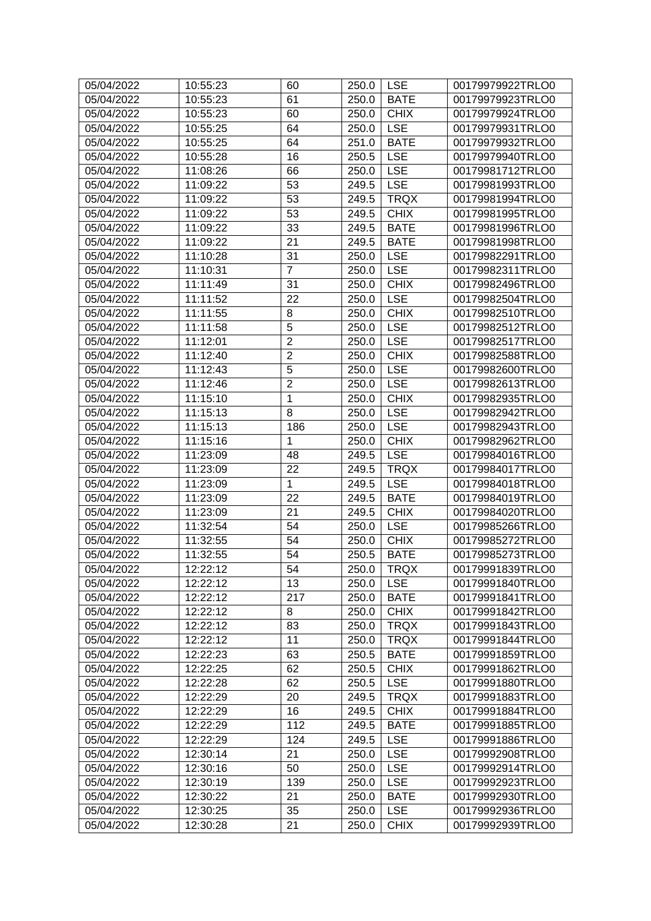| 05/04/2022 | 10:55:23 | 60 | 250.0 | LSE | 00179979922TRLO0 |
|---|---|---|---|---|---|
| 05/04/2022 | 10:55:23 | 61 | 250.0 | BATE | 00179979923TRLO0 |
| 05/04/2022 | 10:55:23 | 60 | 250.0 | CHIX | 00179979924TRLO0 |
| 05/04/2022 | 10:55:25 | 64 | 250.0 | LSE | 00179979931TRLO0 |
| 05/04/2022 | 10:55:25 | 64 | 251.0 | BATE | 00179979932TRLO0 |
| 05/04/2022 | 10:55:28 | 16 | 250.5 | LSE | 00179979940TRLO0 |
| 05/04/2022 | 11:08:26 | 66 | 250.0 | LSE | 00179981712TRLO0 |
| 05/04/2022 | 11:09:22 | 53 | 249.5 | LSE | 00179981993TRLO0 |
| 05/04/2022 | 11:09:22 | 53 | 249.5 | TRQX | 00179981994TRLO0 |
| 05/04/2022 | 11:09:22 | 53 | 249.5 | CHIX | 00179981995TRLO0 |
| 05/04/2022 | 11:09:22 | 33 | 249.5 | BATE | 00179981996TRLO0 |
| 05/04/2022 | 11:09:22 | 21 | 249.5 | BATE | 00179981998TRLO0 |
| 05/04/2022 | 11:10:28 | 31 | 250.0 | LSE | 00179982291TRLO0 |
| 05/04/2022 | 11:10:31 | 7 | 250.0 | LSE | 00179982311TRLO0 |
| 05/04/2022 | 11:11:49 | 31 | 250.0 | CHIX | 00179982496TRLO0 |
| 05/04/2022 | 11:11:52 | 22 | 250.0 | LSE | 00179982504TRLO0 |
| 05/04/2022 | 11:11:55 | 8 | 250.0 | CHIX | 00179982510TRLO0 |
| 05/04/2022 | 11:11:58 | 5 | 250.0 | LSE | 00179982512TRLO0 |
| 05/04/2022 | 11:12:01 | 2 | 250.0 | LSE | 00179982517TRLO0 |
| 05/04/2022 | 11:12:40 | 2 | 250.0 | CHIX | 00179982588TRLO0 |
| 05/04/2022 | 11:12:43 | 5 | 250.0 | LSE | 00179982600TRLO0 |
| 05/04/2022 | 11:12:46 | 2 | 250.0 | LSE | 00179982613TRLO0 |
| 05/04/2022 | 11:15:10 | 1 | 250.0 | CHIX | 00179982935TRLO0 |
| 05/04/2022 | 11:15:13 | 8 | 250.0 | LSE | 00179982942TRLO0 |
| 05/04/2022 | 11:15:13 | 186 | 250.0 | LSE | 00179982943TRLO0 |
| 05/04/2022 | 11:15:16 | 1 | 250.0 | CHIX | 00179982962TRLO0 |
| 05/04/2022 | 11:23:09 | 48 | 249.5 | LSE | 00179984016TRLO0 |
| 05/04/2022 | 11:23:09 | 22 | 249.5 | TRQX | 00179984017TRLO0 |
| 05/04/2022 | 11:23:09 | 1 | 249.5 | LSE | 00179984018TRLO0 |
| 05/04/2022 | 11:23:09 | 22 | 249.5 | BATE | 00179984019TRLO0 |
| 05/04/2022 | 11:23:09 | 21 | 249.5 | CHIX | 00179984020TRLO0 |
| 05/04/2022 | 11:32:54 | 54 | 250.0 | LSE | 00179985266TRLO0 |
| 05/04/2022 | 11:32:55 | 54 | 250.0 | CHIX | 00179985272TRLO0 |
| 05/04/2022 | 11:32:55 | 54 | 250.5 | BATE | 00179985273TRLO0 |
| 05/04/2022 | 12:22:12 | 54 | 250.0 | TRQX | 00179991839TRLO0 |
| 05/04/2022 | 12:22:12 | 13 | 250.0 | LSE | 00179991840TRLO0 |
| 05/04/2022 | 12:22:12 | 217 | 250.0 | BATE | 00179991841TRLO0 |
| 05/04/2022 | 12:22:12 | 8 | 250.0 | CHIX | 00179991842TRLO0 |
| 05/04/2022 | 12:22:12 | 83 | 250.0 | TRQX | 00179991843TRLO0 |
| 05/04/2022 | 12:22:12 | 11 | 250.0 | TRQX | 00179991844TRLO0 |
| 05/04/2022 | 12:22:23 | 63 | 250.5 | BATE | 00179991859TRLO0 |
| 05/04/2022 | 12:22:25 | 62 | 250.5 | CHIX | 00179991862TRLO0 |
| 05/04/2022 | 12:22:28 | 62 | 250.5 | LSE | 00179991880TRLO0 |
| 05/04/2022 | 12:22:29 | 20 | 249.5 | TRQX | 00179991883TRLO0 |
| 05/04/2022 | 12:22:29 | 16 | 249.5 | CHIX | 00179991884TRLO0 |
| 05/04/2022 | 12:22:29 | 112 | 249.5 | BATE | 00179991885TRLO0 |
| 05/04/2022 | 12:22:29 | 124 | 249.5 | LSE | 00179991886TRLO0 |
| 05/04/2022 | 12:30:14 | 21 | 250.0 | LSE | 00179992908TRLO0 |
| 05/04/2022 | 12:30:16 | 50 | 250.0 | LSE | 00179992914TRLO0 |
| 05/04/2022 | 12:30:19 | 139 | 250.0 | LSE | 00179992923TRLO0 |
| 05/04/2022 | 12:30:22 | 21 | 250.0 | BATE | 00179992930TRLO0 |
| 05/04/2022 | 12:30:25 | 35 | 250.0 | LSE | 00179992936TRLO0 |
| 05/04/2022 | 12:30:28 | 21 | 250.0 | CHIX | 00179992939TRLO0 |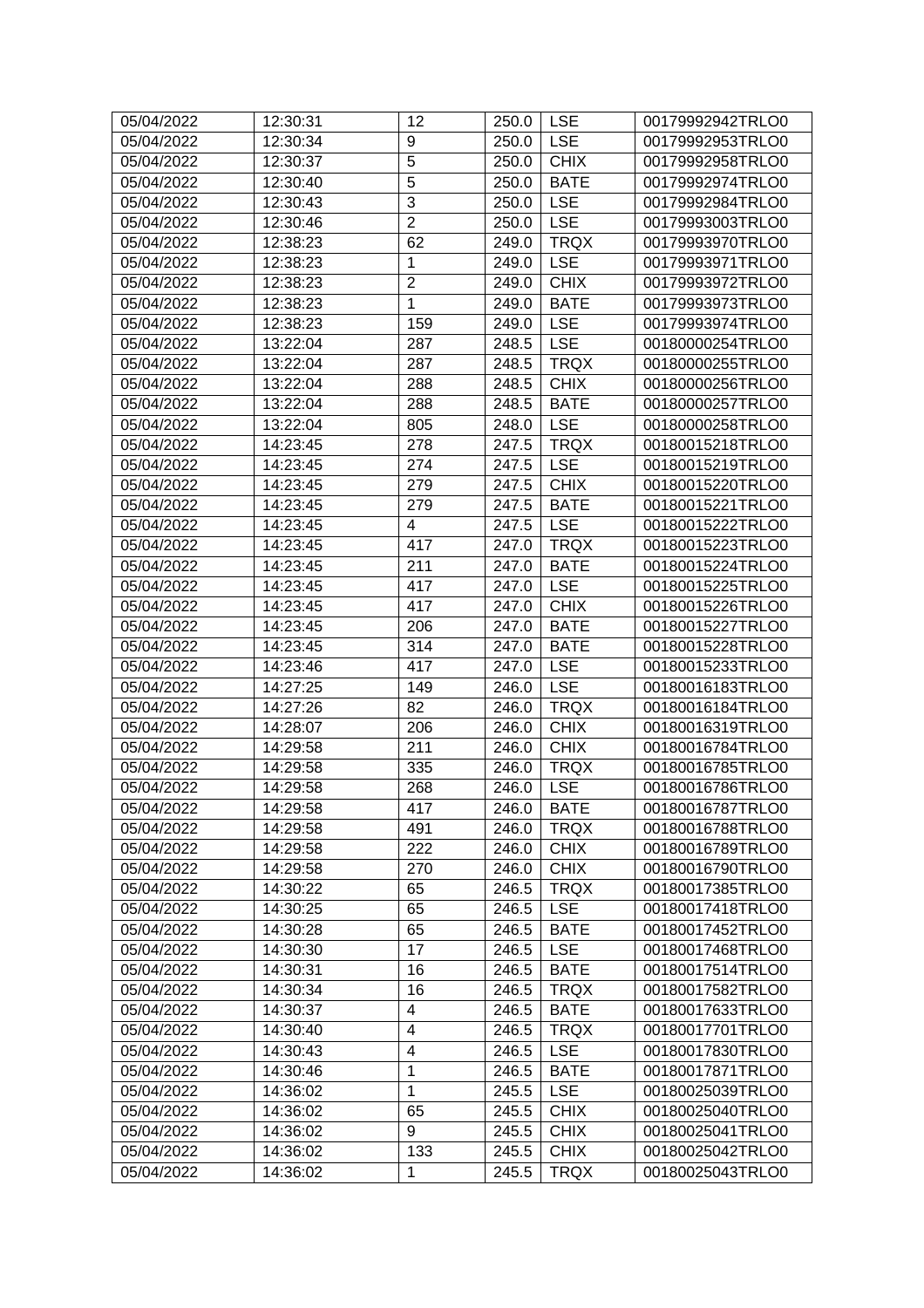| 05/04/2022 | 12:30:31 | 12 | 250.0 | LSE | 00179992942TRLO0 |
|---|---|---|---|---|---|
| 05/04/2022 | 12:30:34 | 9 | 250.0 | LSE | 00179992953TRLO0 |
| 05/04/2022 | 12:30:37 | 5 | 250.0 | CHIX | 00179992958TRLO0 |
| 05/04/2022 | 12:30:40 | 5 | 250.0 | BATE | 00179992974TRLO0 |
| 05/04/2022 | 12:30:43 | 3 | 250.0 | LSE | 00179992984TRLO0 |
| 05/04/2022 | 12:30:46 | 2 | 250.0 | LSE | 00179993003TRLO0 |
| 05/04/2022 | 12:38:23 | 62 | 249.0 | TRQX | 00179993970TRLO0 |
| 05/04/2022 | 12:38:23 | 1 | 249.0 | LSE | 00179993971TRLO0 |
| 05/04/2022 | 12:38:23 | 2 | 249.0 | CHIX | 00179993972TRLO0 |
| 05/04/2022 | 12:38:23 | 1 | 249.0 | BATE | 00179993973TRLO0 |
| 05/04/2022 | 12:38:23 | 159 | 249.0 | LSE | 00179993974TRLO0 |
| 05/04/2022 | 13:22:04 | 287 | 248.5 | LSE | 00180000254TRLO0 |
| 05/04/2022 | 13:22:04 | 287 | 248.5 | TRQX | 00180000255TRLO0 |
| 05/04/2022 | 13:22:04 | 288 | 248.5 | CHIX | 00180000256TRLO0 |
| 05/04/2022 | 13:22:04 | 288 | 248.5 | BATE | 00180000257TRLO0 |
| 05/04/2022 | 13:22:04 | 805 | 248.0 | LSE | 00180000258TRLO0 |
| 05/04/2022 | 14:23:45 | 278 | 247.5 | TRQX | 00180015218TRLO0 |
| 05/04/2022 | 14:23:45 | 274 | 247.5 | LSE | 00180015219TRLO0 |
| 05/04/2022 | 14:23:45 | 279 | 247.5 | CHIX | 00180015220TRLO0 |
| 05/04/2022 | 14:23:45 | 279 | 247.5 | BATE | 00180015221TRLO0 |
| 05/04/2022 | 14:23:45 | 4 | 247.5 | LSE | 00180015222TRLO0 |
| 05/04/2022 | 14:23:45 | 417 | 247.0 | TRQX | 00180015223TRLO0 |
| 05/04/2022 | 14:23:45 | 211 | 247.0 | BATE | 00180015224TRLO0 |
| 05/04/2022 | 14:23:45 | 417 | 247.0 | LSE | 00180015225TRLO0 |
| 05/04/2022 | 14:23:45 | 417 | 247.0 | CHIX | 00180015226TRLO0 |
| 05/04/2022 | 14:23:45 | 206 | 247.0 | BATE | 00180015227TRLO0 |
| 05/04/2022 | 14:23:45 | 314 | 247.0 | BATE | 00180015228TRLO0 |
| 05/04/2022 | 14:23:46 | 417 | 247.0 | LSE | 00180015233TRLO0 |
| 05/04/2022 | 14:27:25 | 149 | 246.0 | LSE | 00180016183TRLO0 |
| 05/04/2022 | 14:27:26 | 82 | 246.0 | TRQX | 00180016184TRLO0 |
| 05/04/2022 | 14:28:07 | 206 | 246.0 | CHIX | 00180016319TRLO0 |
| 05/04/2022 | 14:29:58 | 211 | 246.0 | CHIX | 00180016784TRLO0 |
| 05/04/2022 | 14:29:58 | 335 | 246.0 | TRQX | 00180016785TRLO0 |
| 05/04/2022 | 14:29:58 | 268 | 246.0 | LSE | 00180016786TRLO0 |
| 05/04/2022 | 14:29:58 | 417 | 246.0 | BATE | 00180016787TRLO0 |
| 05/04/2022 | 14:29:58 | 491 | 246.0 | TRQX | 00180016788TRLO0 |
| 05/04/2022 | 14:29:58 | 222 | 246.0 | CHIX | 00180016789TRLO0 |
| 05/04/2022 | 14:29:58 | 270 | 246.0 | CHIX | 00180016790TRLO0 |
| 05/04/2022 | 14:30:22 | 65 | 246.5 | TRQX | 00180017385TRLO0 |
| 05/04/2022 | 14:30:25 | 65 | 246.5 | LSE | 00180017418TRLO0 |
| 05/04/2022 | 14:30:28 | 65 | 246.5 | BATE | 00180017452TRLO0 |
| 05/04/2022 | 14:30:30 | 17 | 246.5 | LSE | 00180017468TRLO0 |
| 05/04/2022 | 14:30:31 | 16 | 246.5 | BATE | 00180017514TRLO0 |
| 05/04/2022 | 14:30:34 | 16 | 246.5 | TRQX | 00180017582TRLO0 |
| 05/04/2022 | 14:30:37 | 4 | 246.5 | BATE | 00180017633TRLO0 |
| 05/04/2022 | 14:30:40 | 4 | 246.5 | TRQX | 00180017701TRLO0 |
| 05/04/2022 | 14:30:43 | 4 | 246.5 | LSE | 00180017830TRLO0 |
| 05/04/2022 | 14:30:46 | 1 | 246.5 | BATE | 00180017871TRLO0 |
| 05/04/2022 | 14:36:02 | 1 | 245.5 | LSE | 00180025039TRLO0 |
| 05/04/2022 | 14:36:02 | 65 | 245.5 | CHIX | 00180025040TRLO0 |
| 05/04/2022 | 14:36:02 | 9 | 245.5 | CHIX | 00180025041TRLO0 |
| 05/04/2022 | 14:36:02 | 133 | 245.5 | CHIX | 00180025042TRLO0 |
| 05/04/2022 | 14:36:02 | 1 | 245.5 | TRQX | 00180025043TRLO0 |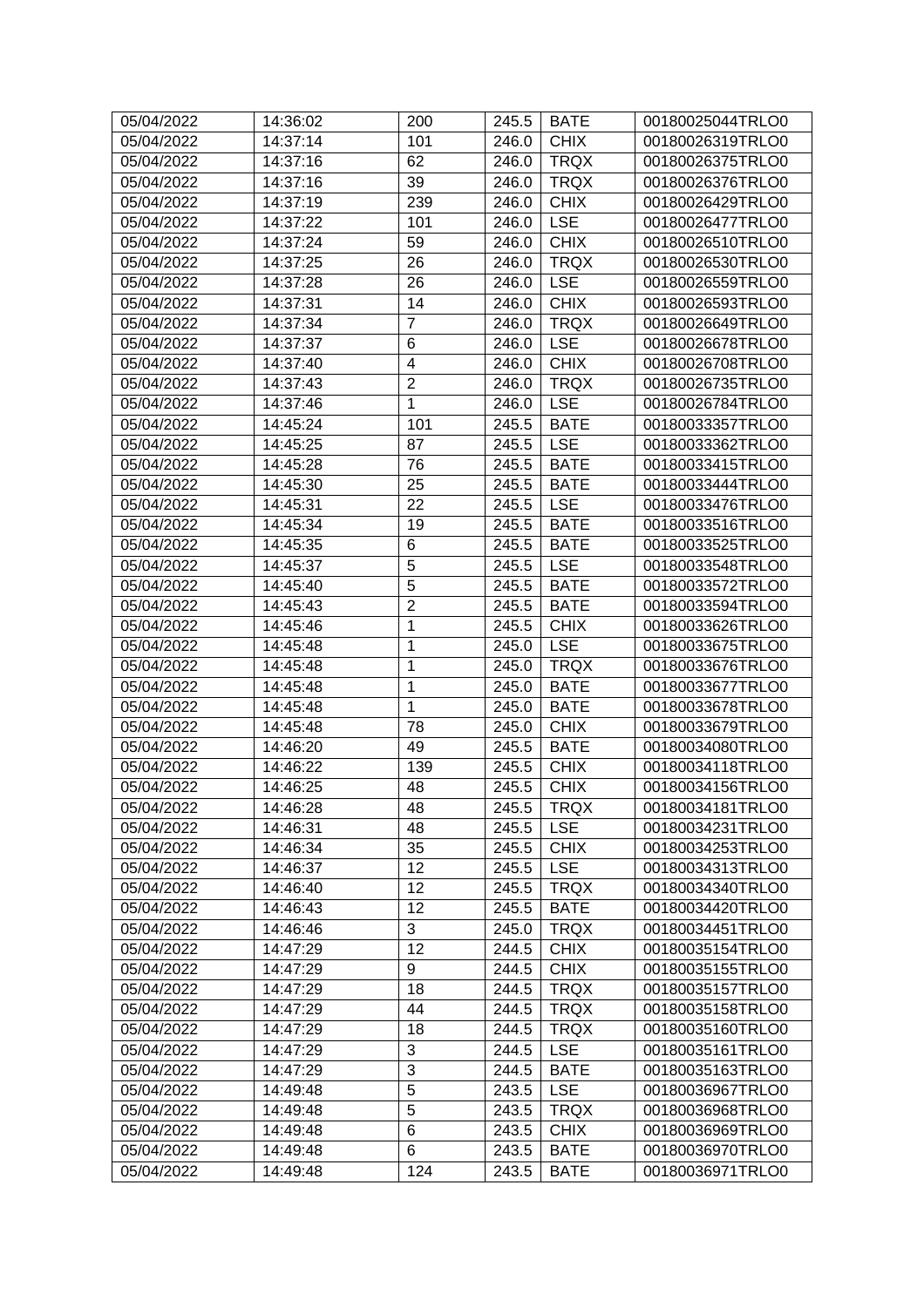| 05/04/2022 | 14:36:02 | 200 | 245.5 | BATE | 00180025044TRLO0 |
|---|---|---|---|---|---|
| 05/04/2022 | 14:37:14 | 101 | 246.0 | CHIX | 00180026319TRLO0 |
| 05/04/2022 | 14:37:16 | 62 | 246.0 | TRQX | 00180026375TRLO0 |
| 05/04/2022 | 14:37:16 | 39 | 246.0 | TRQX | 00180026376TRLO0 |
| 05/04/2022 | 14:37:19 | 239 | 246.0 | CHIX | 00180026429TRLO0 |
| 05/04/2022 | 14:37:22 | 101 | 246.0 | LSE | 00180026477TRLO0 |
| 05/04/2022 | 14:37:24 | 59 | 246.0 | CHIX | 00180026510TRLO0 |
| 05/04/2022 | 14:37:25 | 26 | 246.0 | TRQX | 00180026530TRLO0 |
| 05/04/2022 | 14:37:28 | 26 | 246.0 | LSE | 00180026559TRLO0 |
| 05/04/2022 | 14:37:31 | 14 | 246.0 | CHIX | 00180026593TRLO0 |
| 05/04/2022 | 14:37:34 | 7 | 246.0 | TRQX | 00180026649TRLO0 |
| 05/04/2022 | 14:37:37 | 6 | 246.0 | LSE | 00180026678TRLO0 |
| 05/04/2022 | 14:37:40 | 4 | 246.0 | CHIX | 00180026708TRLO0 |
| 05/04/2022 | 14:37:43 | 2 | 246.0 | TRQX | 00180026735TRLO0 |
| 05/04/2022 | 14:37:46 | 1 | 246.0 | LSE | 00180026784TRLO0 |
| 05/04/2022 | 14:45:24 | 101 | 245.5 | BATE | 00180033357TRLO0 |
| 05/04/2022 | 14:45:25 | 87 | 245.5 | LSE | 00180033362TRLO0 |
| 05/04/2022 | 14:45:28 | 76 | 245.5 | BATE | 00180033415TRLO0 |
| 05/04/2022 | 14:45:30 | 25 | 245.5 | BATE | 00180033444TRLO0 |
| 05/04/2022 | 14:45:31 | 22 | 245.5 | LSE | 00180033476TRLO0 |
| 05/04/2022 | 14:45:34 | 19 | 245.5 | BATE | 00180033516TRLO0 |
| 05/04/2022 | 14:45:35 | 6 | 245.5 | BATE | 00180033525TRLO0 |
| 05/04/2022 | 14:45:37 | 5 | 245.5 | LSE | 00180033548TRLO0 |
| 05/04/2022 | 14:45:40 | 5 | 245.5 | BATE | 00180033572TRLO0 |
| 05/04/2022 | 14:45:43 | 2 | 245.5 | BATE | 00180033594TRLO0 |
| 05/04/2022 | 14:45:46 | 1 | 245.5 | CHIX | 00180033626TRLO0 |
| 05/04/2022 | 14:45:48 | 1 | 245.0 | LSE | 00180033675TRLO0 |
| 05/04/2022 | 14:45:48 | 1 | 245.0 | TRQX | 00180033676TRLO0 |
| 05/04/2022 | 14:45:48 | 1 | 245.0 | BATE | 00180033677TRLO0 |
| 05/04/2022 | 14:45:48 | 1 | 245.0 | BATE | 00180033678TRLO0 |
| 05/04/2022 | 14:45:48 | 78 | 245.0 | CHIX | 00180033679TRLO0 |
| 05/04/2022 | 14:46:20 | 49 | 245.5 | BATE | 00180034080TRLO0 |
| 05/04/2022 | 14:46:22 | 139 | 245.5 | CHIX | 00180034118TRLO0 |
| 05/04/2022 | 14:46:25 | 48 | 245.5 | CHIX | 00180034156TRLO0 |
| 05/04/2022 | 14:46:28 | 48 | 245.5 | TRQX | 00180034181TRLO0 |
| 05/04/2022 | 14:46:31 | 48 | 245.5 | LSE | 00180034231TRLO0 |
| 05/04/2022 | 14:46:34 | 35 | 245.5 | CHIX | 00180034253TRLO0 |
| 05/04/2022 | 14:46:37 | 12 | 245.5 | LSE | 00180034313TRLO0 |
| 05/04/2022 | 14:46:40 | 12 | 245.5 | TRQX | 00180034340TRLO0 |
| 05/04/2022 | 14:46:43 | 12 | 245.5 | BATE | 00180034420TRLO0 |
| 05/04/2022 | 14:46:46 | 3 | 245.0 | TRQX | 00180034451TRLO0 |
| 05/04/2022 | 14:47:29 | 12 | 244.5 | CHIX | 00180035154TRLO0 |
| 05/04/2022 | 14:47:29 | 9 | 244.5 | CHIX | 00180035155TRLO0 |
| 05/04/2022 | 14:47:29 | 18 | 244.5 | TRQX | 00180035157TRLO0 |
| 05/04/2022 | 14:47:29 | 44 | 244.5 | TRQX | 00180035158TRLO0 |
| 05/04/2022 | 14:47:29 | 18 | 244.5 | TRQX | 00180035160TRLO0 |
| 05/04/2022 | 14:47:29 | 3 | 244.5 | LSE | 00180035161TRLO0 |
| 05/04/2022 | 14:47:29 | 3 | 244.5 | BATE | 00180035163TRLO0 |
| 05/04/2022 | 14:49:48 | 5 | 243.5 | LSE | 00180036967TRLO0 |
| 05/04/2022 | 14:49:48 | 5 | 243.5 | TRQX | 00180036968TRLO0 |
| 05/04/2022 | 14:49:48 | 6 | 243.5 | CHIX | 00180036969TRLO0 |
| 05/04/2022 | 14:49:48 | 6 | 243.5 | BATE | 00180036970TRLO0 |
| 05/04/2022 | 14:49:48 | 124 | 243.5 | BATE | 00180036971TRLO0 |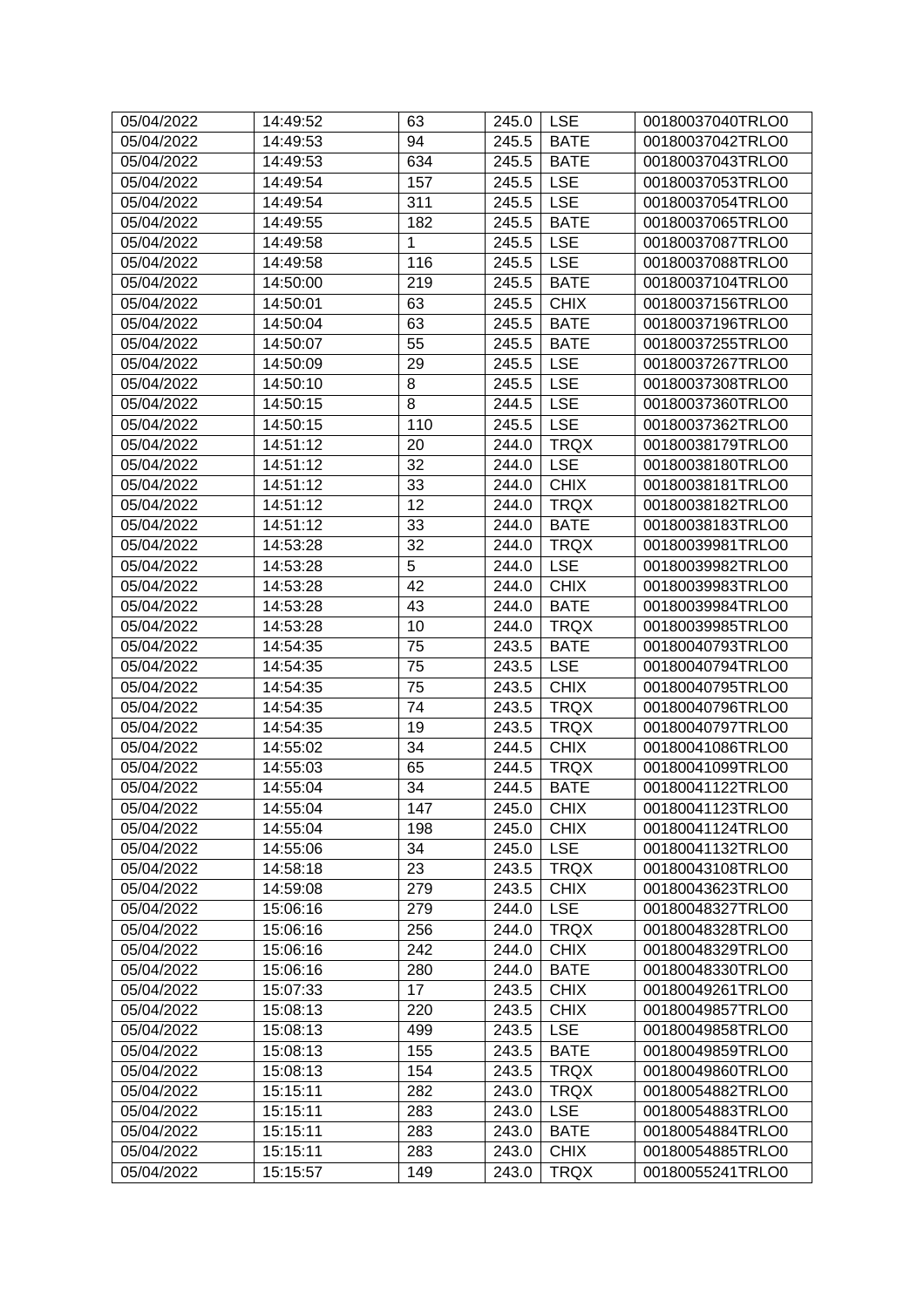| | | | | | |
|---|---|---|---|---|---|
| 05/04/2022 | 14:49:52 | 63 | 245.0 | LSE | 00180037040TRLO0 |
| 05/04/2022 | 14:49:53 | 94 | 245.5 | BATE | 00180037042TRLO0 |
| 05/04/2022 | 14:49:53 | 634 | 245.5 | BATE | 00180037043TRLO0 |
| 05/04/2022 | 14:49:54 | 157 | 245.5 | LSE | 00180037053TRLO0 |
| 05/04/2022 | 14:49:54 | 311 | 245.5 | LSE | 00180037054TRLO0 |
| 05/04/2022 | 14:49:55 | 182 | 245.5 | BATE | 00180037065TRLO0 |
| 05/04/2022 | 14:49:58 | 1 | 245.5 | LSE | 00180037087TRLO0 |
| 05/04/2022 | 14:49:58 | 116 | 245.5 | LSE | 00180037088TRLO0 |
| 05/04/2022 | 14:50:00 | 219 | 245.5 | BATE | 00180037104TRLO0 |
| 05/04/2022 | 14:50:01 | 63 | 245.5 | CHIX | 00180037156TRLO0 |
| 05/04/2022 | 14:50:04 | 63 | 245.5 | BATE | 00180037196TRLO0 |
| 05/04/2022 | 14:50:07 | 55 | 245.5 | BATE | 00180037255TRLO0 |
| 05/04/2022 | 14:50:09 | 29 | 245.5 | LSE | 00180037267TRLO0 |
| 05/04/2022 | 14:50:10 | 8 | 245.5 | LSE | 00180037308TRLO0 |
| 05/04/2022 | 14:50:15 | 8 | 244.5 | LSE | 00180037360TRLO0 |
| 05/04/2022 | 14:50:15 | 110 | 245.5 | LSE | 00180037362TRLO0 |
| 05/04/2022 | 14:51:12 | 20 | 244.0 | TRQX | 00180038179TRLO0 |
| 05/04/2022 | 14:51:12 | 32 | 244.0 | LSE | 00180038180TRLO0 |
| 05/04/2022 | 14:51:12 | 33 | 244.0 | CHIX | 00180038181TRLO0 |
| 05/04/2022 | 14:51:12 | 12 | 244.0 | TRQX | 00180038182TRLO0 |
| 05/04/2022 | 14:51:12 | 33 | 244.0 | BATE | 00180038183TRLO0 |
| 05/04/2022 | 14:53:28 | 32 | 244.0 | TRQX | 00180039981TRLO0 |
| 05/04/2022 | 14:53:28 | 5 | 244.0 | LSE | 00180039982TRLO0 |
| 05/04/2022 | 14:53:28 | 42 | 244.0 | CHIX | 00180039983TRLO0 |
| 05/04/2022 | 14:53:28 | 43 | 244.0 | BATE | 00180039984TRLO0 |
| 05/04/2022 | 14:53:28 | 10 | 244.0 | TRQX | 00180039985TRLO0 |
| 05/04/2022 | 14:54:35 | 75 | 243.5 | BATE | 00180040793TRLO0 |
| 05/04/2022 | 14:54:35 | 75 | 243.5 | LSE | 00180040794TRLO0 |
| 05/04/2022 | 14:54:35 | 75 | 243.5 | CHIX | 00180040795TRLO0 |
| 05/04/2022 | 14:54:35 | 74 | 243.5 | TRQX | 00180040796TRLO0 |
| 05/04/2022 | 14:54:35 | 19 | 243.5 | TRQX | 00180040797TRLO0 |
| 05/04/2022 | 14:55:02 | 34 | 244.5 | CHIX | 00180041086TRLO0 |
| 05/04/2022 | 14:55:03 | 65 | 244.5 | TRQX | 00180041099TRLO0 |
| 05/04/2022 | 14:55:04 | 34 | 244.5 | BATE | 00180041122TRLO0 |
| 05/04/2022 | 14:55:04 | 147 | 245.0 | CHIX | 00180041123TRLO0 |
| 05/04/2022 | 14:55:04 | 198 | 245.0 | CHIX | 00180041124TRLO0 |
| 05/04/2022 | 14:55:06 | 34 | 245.0 | LSE | 00180041132TRLO0 |
| 05/04/2022 | 14:58:18 | 23 | 243.5 | TRQX | 00180043108TRLO0 |
| 05/04/2022 | 14:59:08 | 279 | 243.5 | CHIX | 00180043623TRLO0 |
| 05/04/2022 | 15:06:16 | 279 | 244.0 | LSE | 00180048327TRLO0 |
| 05/04/2022 | 15:06:16 | 256 | 244.0 | TRQX | 00180048328TRLO0 |
| 05/04/2022 | 15:06:16 | 242 | 244.0 | CHIX | 00180048329TRLO0 |
| 05/04/2022 | 15:06:16 | 280 | 244.0 | BATE | 00180048330TRLO0 |
| 05/04/2022 | 15:07:33 | 17 | 243.5 | CHIX | 00180049261TRLO0 |
| 05/04/2022 | 15:08:13 | 220 | 243.5 | CHIX | 00180049857TRLO0 |
| 05/04/2022 | 15:08:13 | 499 | 243.5 | LSE | 00180049858TRLO0 |
| 05/04/2022 | 15:08:13 | 155 | 243.5 | BATE | 00180049859TRLO0 |
| 05/04/2022 | 15:08:13 | 154 | 243.5 | TRQX | 00180049860TRLO0 |
| 05/04/2022 | 15:15:11 | 282 | 243.0 | TRQX | 00180054882TRLO0 |
| 05/04/2022 | 15:15:11 | 283 | 243.0 | LSE | 00180054883TRLO0 |
| 05/04/2022 | 15:15:11 | 283 | 243.0 | BATE | 00180054884TRLO0 |
| 05/04/2022 | 15:15:11 | 283 | 243.0 | CHIX | 00180054885TRLO0 |
| 05/04/2022 | 15:15:57 | 149 | 243.0 | TRQX | 00180055241TRLO0 |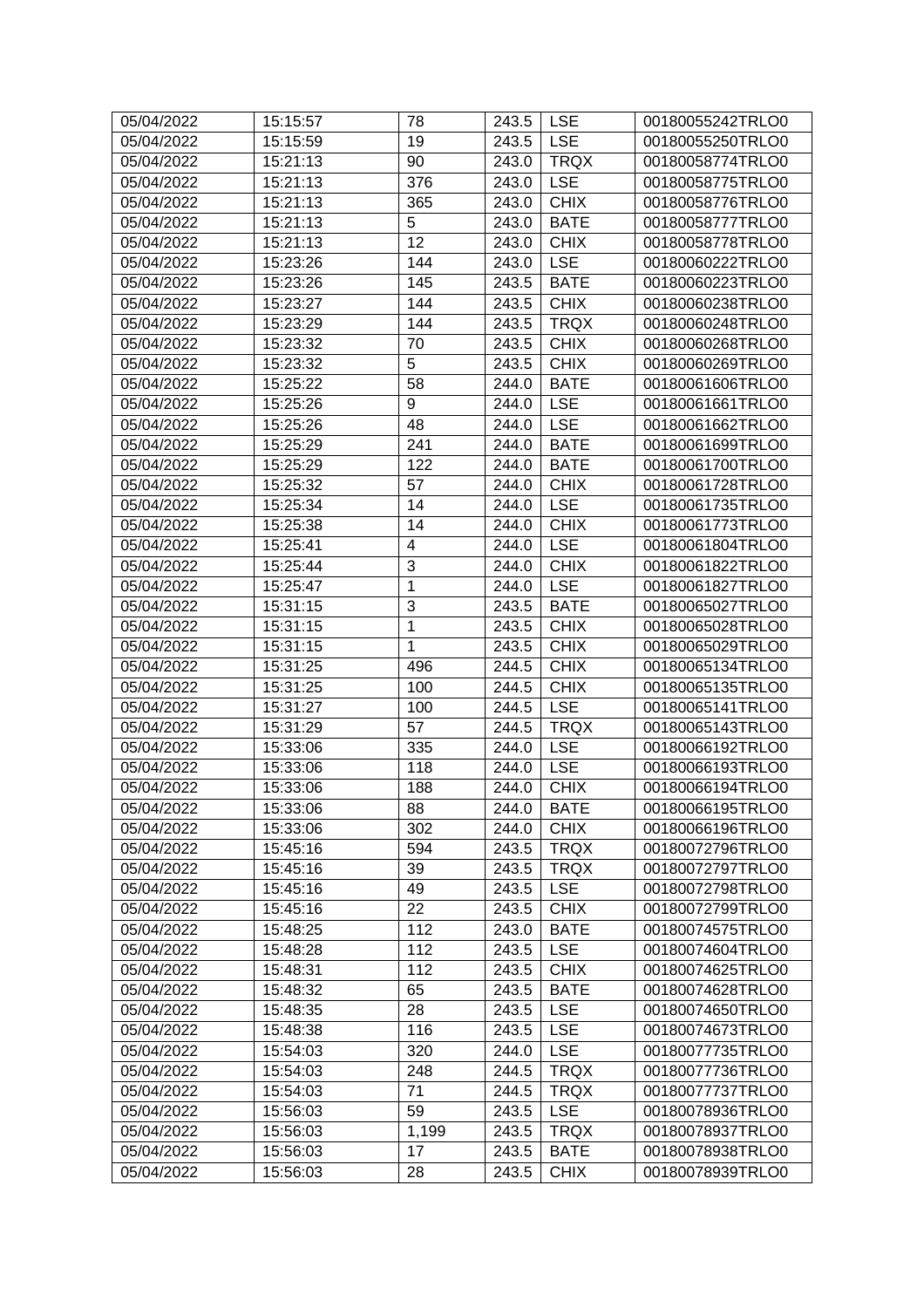| 05/04/2022 | 15:15:57 | 78 | 243.5 | LSE | 00180055242TRLO0 |
|---|---|---|---|---|---|
| 05/04/2022 | 15:15:59 | 19 | 243.5 | LSE | 00180055250TRLO0 |
| 05/04/2022 | 15:21:13 | 90 | 243.0 | TRQX | 00180058774TRLO0 |
| 05/04/2022 | 15:21:13 | 376 | 243.0 | LSE | 00180058775TRLO0 |
| 05/04/2022 | 15:21:13 | 365 | 243.0 | CHIX | 00180058776TRLO0 |
| 05/04/2022 | 15:21:13 | 5 | 243.0 | BATE | 00180058777TRLO0 |
| 05/04/2022 | 15:21:13 | 12 | 243.0 | CHIX | 00180058778TRLO0 |
| 05/04/2022 | 15:23:26 | 144 | 243.0 | LSE | 00180060222TRLO0 |
| 05/04/2022 | 15:23:26 | 145 | 243.5 | BATE | 00180060223TRLO0 |
| 05/04/2022 | 15:23:27 | 144 | 243.5 | CHIX | 00180060238TRLO0 |
| 05/04/2022 | 15:23:29 | 144 | 243.5 | TRQX | 00180060248TRLO0 |
| 05/04/2022 | 15:23:32 | 70 | 243.5 | CHIX | 00180060268TRLO0 |
| 05/04/2022 | 15:23:32 | 5 | 243.5 | CHIX | 00180060269TRLO0 |
| 05/04/2022 | 15:25:22 | 58 | 244.0 | BATE | 00180061606TRLO0 |
| 05/04/2022 | 15:25:26 | 9 | 244.0 | LSE | 00180061661TRLO0 |
| 05/04/2022 | 15:25:26 | 48 | 244.0 | LSE | 00180061662TRLO0 |
| 05/04/2022 | 15:25:29 | 241 | 244.0 | BATE | 00180061699TRLO0 |
| 05/04/2022 | 15:25:29 | 122 | 244.0 | BATE | 00180061700TRLO0 |
| 05/04/2022 | 15:25:32 | 57 | 244.0 | CHIX | 00180061728TRLO0 |
| 05/04/2022 | 15:25:34 | 14 | 244.0 | LSE | 00180061735TRLO0 |
| 05/04/2022 | 15:25:38 | 14 | 244.0 | CHIX | 00180061773TRLO0 |
| 05/04/2022 | 15:25:41 | 4 | 244.0 | LSE | 00180061804TRLO0 |
| 05/04/2022 | 15:25:44 | 3 | 244.0 | CHIX | 00180061822TRLO0 |
| 05/04/2022 | 15:25:47 | 1 | 244.0 | LSE | 00180061827TRLO0 |
| 05/04/2022 | 15:31:15 | 3 | 243.5 | BATE | 00180065027TRLO0 |
| 05/04/2022 | 15:31:15 | 1 | 243.5 | CHIX | 00180065028TRLO0 |
| 05/04/2022 | 15:31:15 | 1 | 243.5 | CHIX | 00180065029TRLO0 |
| 05/04/2022 | 15:31:25 | 496 | 244.5 | CHIX | 00180065134TRLO0 |
| 05/04/2022 | 15:31:25 | 100 | 244.5 | CHIX | 00180065135TRLO0 |
| 05/04/2022 | 15:31:27 | 100 | 244.5 | LSE | 00180065141TRLO0 |
| 05/04/2022 | 15:31:29 | 57 | 244.5 | TRQX | 00180065143TRLO0 |
| 05/04/2022 | 15:33:06 | 335 | 244.0 | LSE | 00180066192TRLO0 |
| 05/04/2022 | 15:33:06 | 118 | 244.0 | LSE | 00180066193TRLO0 |
| 05/04/2022 | 15:33:06 | 188 | 244.0 | CHIX | 00180066194TRLO0 |
| 05/04/2022 | 15:33:06 | 88 | 244.0 | BATE | 00180066195TRLO0 |
| 05/04/2022 | 15:33:06 | 302 | 244.0 | CHIX | 00180066196TRLO0 |
| 05/04/2022 | 15:45:16 | 594 | 243.5 | TRQX | 00180072796TRLO0 |
| 05/04/2022 | 15:45:16 | 39 | 243.5 | TRQX | 00180072797TRLO0 |
| 05/04/2022 | 15:45:16 | 49 | 243.5 | LSE | 00180072798TRLO0 |
| 05/04/2022 | 15:45:16 | 22 | 243.5 | CHIX | 00180072799TRLO0 |
| 05/04/2022 | 15:48:25 | 112 | 243.0 | BATE | 00180074575TRLO0 |
| 05/04/2022 | 15:48:28 | 112 | 243.5 | LSE | 00180074604TRLO0 |
| 05/04/2022 | 15:48:31 | 112 | 243.5 | CHIX | 00180074625TRLO0 |
| 05/04/2022 | 15:48:32 | 65 | 243.5 | BATE | 00180074628TRLO0 |
| 05/04/2022 | 15:48:35 | 28 | 243.5 | LSE | 00180074650TRLO0 |
| 05/04/2022 | 15:48:38 | 116 | 243.5 | LSE | 00180074673TRLO0 |
| 05/04/2022 | 15:54:03 | 320 | 244.0 | LSE | 00180077735TRLO0 |
| 05/04/2022 | 15:54:03 | 248 | 244.5 | TRQX | 00180077736TRLO0 |
| 05/04/2022 | 15:54:03 | 71 | 244.5 | TRQX | 00180077737TRLO0 |
| 05/04/2022 | 15:56:03 | 59 | 243.5 | LSE | 00180078936TRLO0 |
| 05/04/2022 | 15:56:03 | 1,199 | 243.5 | TRQX | 00180078937TRLO0 |
| 05/04/2022 | 15:56:03 | 17 | 243.5 | BATE | 00180078938TRLO0 |
| 05/04/2022 | 15:56:03 | 28 | 243.5 | CHIX | 00180078939TRLO0 |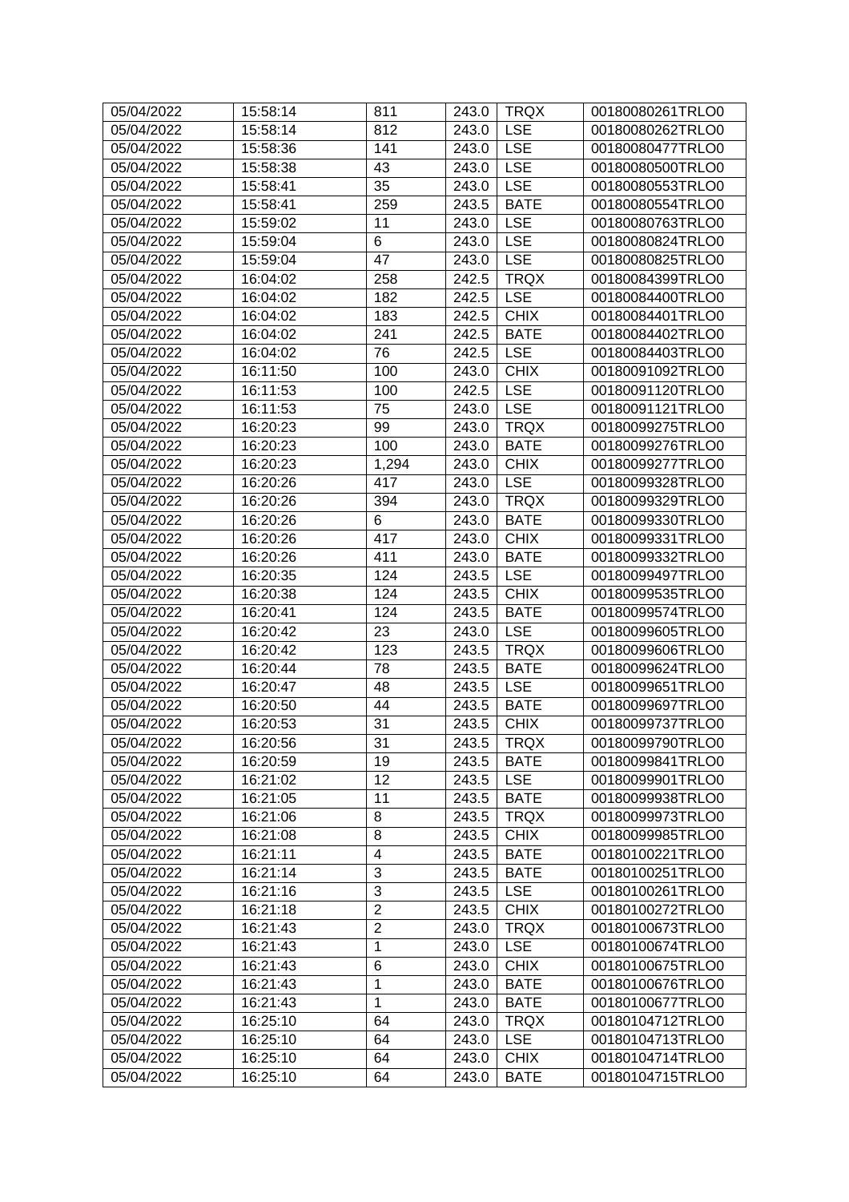| 05/04/2022 | 15:58:14 | 811 | 243.0 | TRQX | 00180080261TRLO0 |
|---|---|---|---|---|---|
| 05/04/2022 | 15:58:14 | 812 | 243.0 | LSE | 00180080262TRLO0 |
| 05/04/2022 | 15:58:36 | 141 | 243.0 | LSE | 00180080477TRLO0 |
| 05/04/2022 | 15:58:38 | 43 | 243.0 | LSE | 00180080500TRLO0 |
| 05/04/2022 | 15:58:41 | 35 | 243.0 | LSE | 00180080553TRLO0 |
| 05/04/2022 | 15:58:41 | 259 | 243.5 | BATE | 00180080554TRLO0 |
| 05/04/2022 | 15:59:02 | 11 | 243.0 | LSE | 00180080763TRLO0 |
| 05/04/2022 | 15:59:04 | 6 | 243.0 | LSE | 00180080824TRLO0 |
| 05/04/2022 | 15:59:04 | 47 | 243.0 | LSE | 00180080825TRLO0 |
| 05/04/2022 | 16:04:02 | 258 | 242.5 | TRQX | 00180084399TRLO0 |
| 05/04/2022 | 16:04:02 | 182 | 242.5 | LSE | 00180084400TRLO0 |
| 05/04/2022 | 16:04:02 | 183 | 242.5 | CHIX | 00180084401TRLO0 |
| 05/04/2022 | 16:04:02 | 241 | 242.5 | BATE | 00180084402TRLO0 |
| 05/04/2022 | 16:04:02 | 76 | 242.5 | LSE | 00180084403TRLO0 |
| 05/04/2022 | 16:11:50 | 100 | 243.0 | CHIX | 00180091092TRLO0 |
| 05/04/2022 | 16:11:53 | 100 | 242.5 | LSE | 00180091120TRLO0 |
| 05/04/2022 | 16:11:53 | 75 | 243.0 | LSE | 00180091121TRLO0 |
| 05/04/2022 | 16:20:23 | 99 | 243.0 | TRQX | 00180099275TRLO0 |
| 05/04/2022 | 16:20:23 | 100 | 243.0 | BATE | 00180099276TRLO0 |
| 05/04/2022 | 16:20:23 | 1,294 | 243.0 | CHIX | 00180099277TRLO0 |
| 05/04/2022 | 16:20:26 | 417 | 243.0 | LSE | 00180099328TRLO0 |
| 05/04/2022 | 16:20:26 | 394 | 243.0 | TRQX | 00180099329TRLO0 |
| 05/04/2022 | 16:20:26 | 6 | 243.0 | BATE | 00180099330TRLO0 |
| 05/04/2022 | 16:20:26 | 417 | 243.0 | CHIX | 00180099331TRLO0 |
| 05/04/2022 | 16:20:26 | 411 | 243.0 | BATE | 00180099332TRLO0 |
| 05/04/2022 | 16:20:35 | 124 | 243.5 | LSE | 00180099497TRLO0 |
| 05/04/2022 | 16:20:38 | 124 | 243.5 | CHIX | 00180099535TRLO0 |
| 05/04/2022 | 16:20:41 | 124 | 243.5 | BATE | 00180099574TRLO0 |
| 05/04/2022 | 16:20:42 | 23 | 243.0 | LSE | 00180099605TRLO0 |
| 05/04/2022 | 16:20:42 | 123 | 243.5 | TRQX | 00180099606TRLO0 |
| 05/04/2022 | 16:20:44 | 78 | 243.5 | BATE | 00180099624TRLO0 |
| 05/04/2022 | 16:20:47 | 48 | 243.5 | LSE | 00180099651TRLO0 |
| 05/04/2022 | 16:20:50 | 44 | 243.5 | BATE | 00180099697TRLO0 |
| 05/04/2022 | 16:20:53 | 31 | 243.5 | CHIX | 00180099737TRLO0 |
| 05/04/2022 | 16:20:56 | 31 | 243.5 | TRQX | 00180099790TRLO0 |
| 05/04/2022 | 16:20:59 | 19 | 243.5 | BATE | 00180099841TRLO0 |
| 05/04/2022 | 16:21:02 | 12 | 243.5 | LSE | 00180099901TRLO0 |
| 05/04/2022 | 16:21:05 | 11 | 243.5 | BATE | 00180099938TRLO0 |
| 05/04/2022 | 16:21:06 | 8 | 243.5 | TRQX | 00180099973TRLO0 |
| 05/04/2022 | 16:21:08 | 8 | 243.5 | CHIX | 00180099985TRLO0 |
| 05/04/2022 | 16:21:11 | 4 | 243.5 | BATE | 00180100221TRLO0 |
| 05/04/2022 | 16:21:14 | 3 | 243.5 | BATE | 00180100251TRLO0 |
| 05/04/2022 | 16:21:16 | 3 | 243.5 | LSE | 00180100261TRLO0 |
| 05/04/2022 | 16:21:18 | 2 | 243.5 | CHIX | 00180100272TRLO0 |
| 05/04/2022 | 16:21:43 | 2 | 243.0 | TRQX | 00180100673TRLO0 |
| 05/04/2022 | 16:21:43 | 1 | 243.0 | LSE | 00180100674TRLO0 |
| 05/04/2022 | 16:21:43 | 6 | 243.0 | CHIX | 00180100675TRLO0 |
| 05/04/2022 | 16:21:43 | 1 | 243.0 | BATE | 00180100676TRLO0 |
| 05/04/2022 | 16:21:43 | 1 | 243.0 | BATE | 00180100677TRLO0 |
| 05/04/2022 | 16:25:10 | 64 | 243.0 | TRQX | 00180104712TRLO0 |
| 05/04/2022 | 16:25:10 | 64 | 243.0 | LSE | 00180104713TRLO0 |
| 05/04/2022 | 16:25:10 | 64 | 243.0 | CHIX | 00180104714TRLO0 |
| 05/04/2022 | 16:25:10 | 64 | 243.0 | BATE | 00180104715TRLO0 |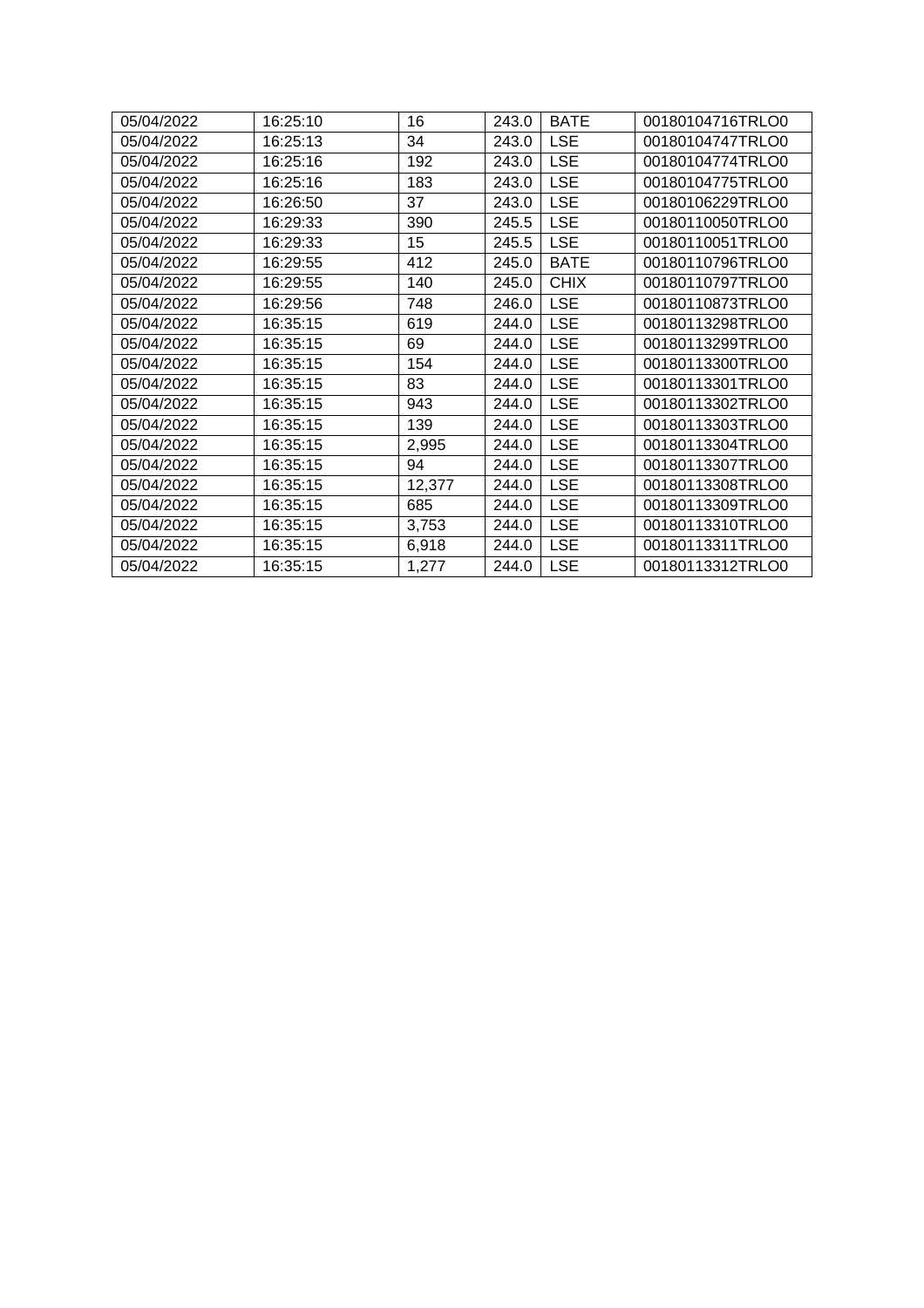| | | | | | |
|---|---|---|---|---|---|
| 05/04/2022 | 16:25:10 | 16 | 243.0 | BATE | 00180104716TRLO0 |
| 05/04/2022 | 16:25:13 | 34 | 243.0 | LSE | 00180104747TRLO0 |
| 05/04/2022 | 16:25:16 | 192 | 243.0 | LSE | 00180104774TRLO0 |
| 05/04/2022 | 16:25:16 | 183 | 243.0 | LSE | 00180104775TRLO0 |
| 05/04/2022 | 16:26:50 | 37 | 243.0 | LSE | 00180106229TRLO0 |
| 05/04/2022 | 16:29:33 | 390 | 245.5 | LSE | 00180110050TRLO0 |
| 05/04/2022 | 16:29:33 | 15 | 245.5 | LSE | 00180110051TRLO0 |
| 05/04/2022 | 16:29:55 | 412 | 245.0 | BATE | 00180110796TRLO0 |
| 05/04/2022 | 16:29:55 | 140 | 245.0 | CHIX | 00180110797TRLO0 |
| 05/04/2022 | 16:29:56 | 748 | 246.0 | LSE | 00180110873TRLO0 |
| 05/04/2022 | 16:35:15 | 619 | 244.0 | LSE | 00180113298TRLO0 |
| 05/04/2022 | 16:35:15 | 69 | 244.0 | LSE | 00180113299TRLO0 |
| 05/04/2022 | 16:35:15 | 154 | 244.0 | LSE | 00180113300TRLO0 |
| 05/04/2022 | 16:35:15 | 83 | 244.0 | LSE | 00180113301TRLO0 |
| 05/04/2022 | 16:35:15 | 943 | 244.0 | LSE | 00180113302TRLO0 |
| 05/04/2022 | 16:35:15 | 139 | 244.0 | LSE | 00180113303TRLO0 |
| 05/04/2022 | 16:35:15 | 2,995 | 244.0 | LSE | 00180113304TRLO0 |
| 05/04/2022 | 16:35:15 | 94 | 244.0 | LSE | 00180113307TRLO0 |
| 05/04/2022 | 16:35:15 | 12,377 | 244.0 | LSE | 00180113308TRLO0 |
| 05/04/2022 | 16:35:15 | 685 | 244.0 | LSE | 00180113309TRLO0 |
| 05/04/2022 | 16:35:15 | 3,753 | 244.0 | LSE | 00180113310TRLO0 |
| 05/04/2022 | 16:35:15 | 6,918 | 244.0 | LSE | 00180113311TRLO0 |
| 05/04/2022 | 16:35:15 | 1,277 | 244.0 | LSE | 00180113312TRLO0 |